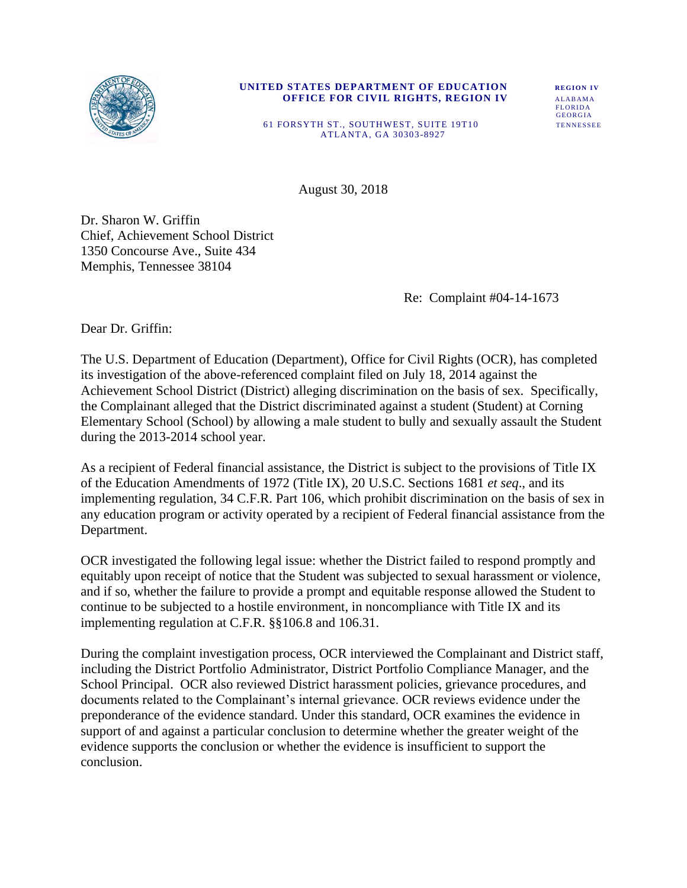**UNITED STATES DEPARTMENT OF EDUCATION**
**OFFICE FOR CIVIL RIGHTS, REGION IV**

61 FORSYTH ST., SOUTHWEST, SUITE 19T10
ATLANTA, GA 30303-8927

**REGION IV**
ALABAMA
FLORIDA
GEORGIA
TENNESSEE

August 30, 2018

Dr. Sharon W. Griffin
Chief, Achievement School District
1350 Concourse Ave., Suite 434
Memphis, Tennessee 38104

Re: Complaint #04-14-1673

Dear Dr. Griffin:

The U.S. Department of Education (Department), Office for Civil Rights (OCR), has completed its investigation of the above-referenced complaint filed on July 18, 2014 against the Achievement School District (District) alleging discrimination on the basis of sex. Specifically, the Complainant alleged that the District discriminated against a student (Student) at Corning Elementary School (School) by allowing a male student to bully and sexually assault the Student during the 2013-2014 school year.

As a recipient of Federal financial assistance, the District is subject to the provisions of Title IX of the Education Amendments of 1972 (Title IX), 20 U.S.C. Sections 1681 *et seq*., and its implementing regulation, 34 C.F.R. Part 106, which prohibit discrimination on the basis of sex in any education program or activity operated by a recipient of Federal financial assistance from the Department.

OCR investigated the following legal issue: whether the District failed to respond promptly and equitably upon receipt of notice that the Student was subjected to sexual harassment or violence, and if so, whether the failure to provide a prompt and equitable response allowed the Student to continue to be subjected to a hostile environment, in noncompliance with Title IX and its implementing regulation at C.F.R. §§106.8 and 106.31.

During the complaint investigation process, OCR interviewed the Complainant and District staff, including the District Portfolio Administrator, District Portfolio Compliance Manager, and the School Principal. OCR also reviewed District harassment policies, grievance procedures, and documents related to the Complainant's internal grievance. OCR reviews evidence under the preponderance of the evidence standard. Under this standard, OCR examines the evidence in support of and against a particular conclusion to determine whether the greater weight of the evidence supports the conclusion or whether the evidence is insufficient to support the conclusion.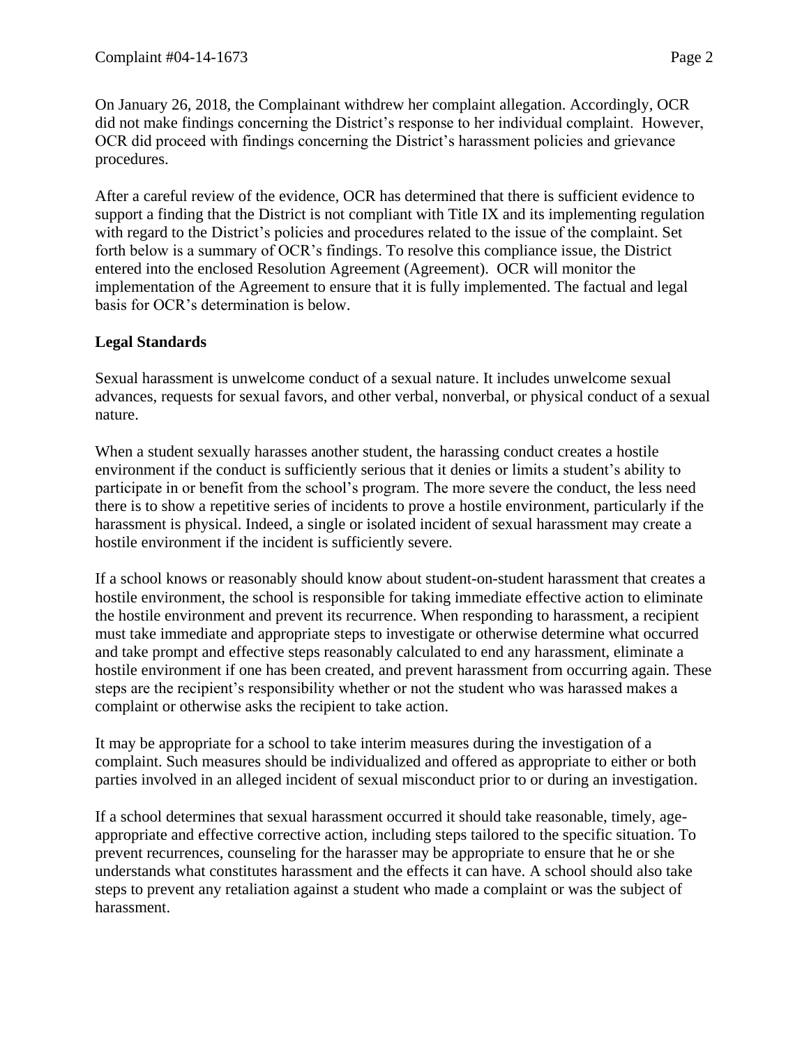On January 26, 2018, the Complainant withdrew her complaint allegation. Accordingly, OCR did not make findings concerning the District's response to her individual complaint. However, OCR did proceed with findings concerning the District's harassment policies and grievance procedures.

After a careful review of the evidence, OCR has determined that there is sufficient evidence to support a finding that the District is not compliant with Title IX and its implementing regulation with regard to the District's policies and procedures related to the issue of the complaint. Set forth below is a summary of OCR's findings. To resolve this compliance issue, the District entered into the enclosed Resolution Agreement (Agreement). OCR will monitor the implementation of the Agreement to ensure that it is fully implemented. The factual and legal basis for OCR's determination is below.

**Legal Standards**

Sexual harassment is unwelcome conduct of a sexual nature. It includes unwelcome sexual advances, requests for sexual favors, and other verbal, nonverbal, or physical conduct of a sexual nature.

When a student sexually harasses another student, the harassing conduct creates a hostile environment if the conduct is sufficiently serious that it denies or limits a student's ability to participate in or benefit from the school's program. The more severe the conduct, the less need there is to show a repetitive series of incidents to prove a hostile environment, particularly if the harassment is physical. Indeed, a single or isolated incident of sexual harassment may create a hostile environment if the incident is sufficiently severe.

If a school knows or reasonably should know about student-on-student harassment that creates a hostile environment, the school is responsible for taking immediate effective action to eliminate the hostile environment and prevent its recurrence. When responding to harassment, a recipient must take immediate and appropriate steps to investigate or otherwise determine what occurred and take prompt and effective steps reasonably calculated to end any harassment, eliminate a hostile environment if one has been created, and prevent harassment from occurring again. These steps are the recipient's responsibility whether or not the student who was harassed makes a complaint or otherwise asks the recipient to take action.

It may be appropriate for a school to take interim measures during the investigation of a complaint. Such measures should be individualized and offered as appropriate to either or both parties involved in an alleged incident of sexual misconduct prior to or during an investigation.

If a school determines that sexual harassment occurred it should take reasonable, timely, age-appropriate and effective corrective action, including steps tailored to the specific situation. To prevent recurrences, counseling for the harasser may be appropriate to ensure that he or she understands what constitutes harassment and the effects it can have. A school should also take steps to prevent any retaliation against a student who made a complaint or was the subject of harassment.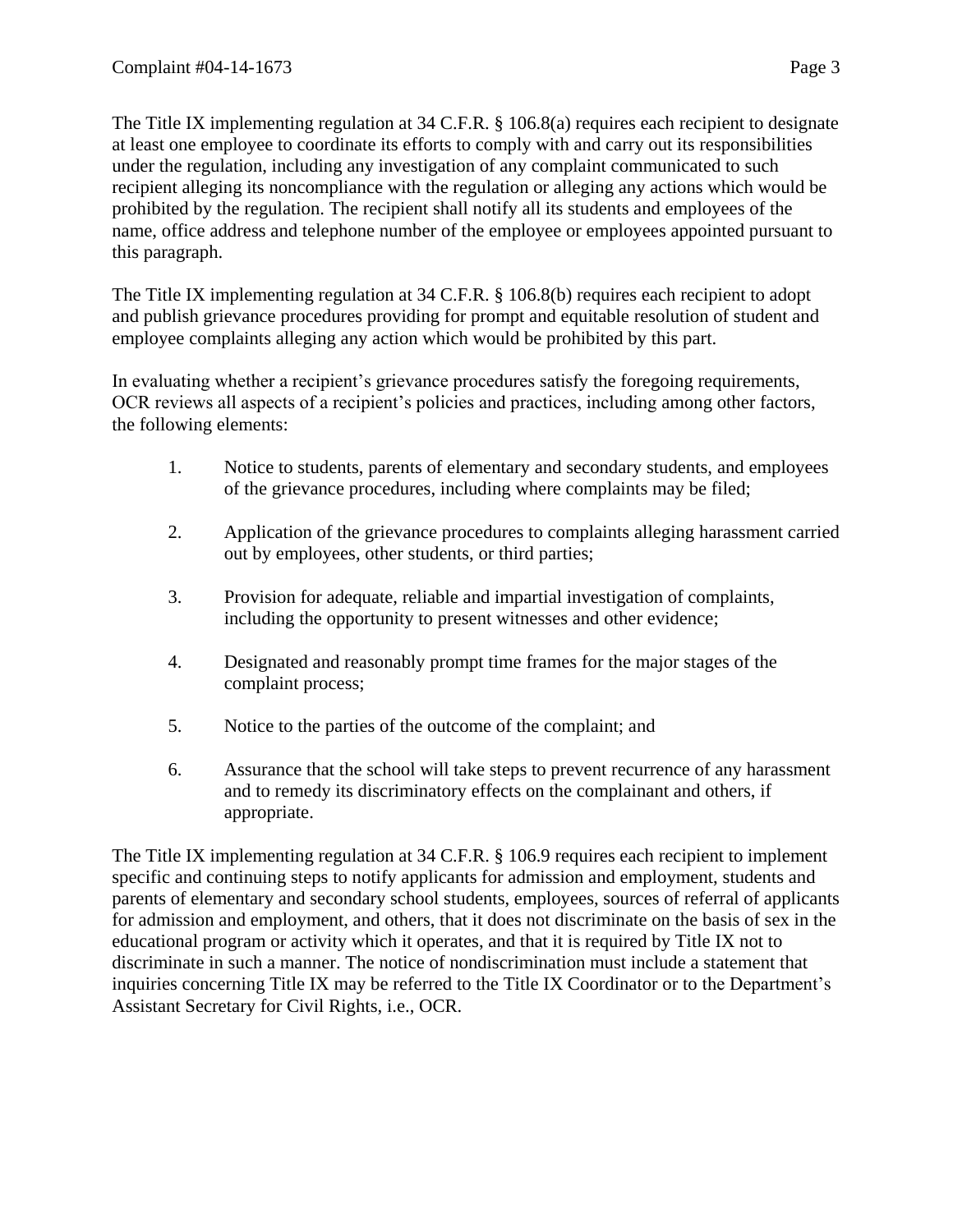The Title IX implementing regulation at 34 C.F.R. § 106.8(a) requires each recipient to designate at least one employee to coordinate its efforts to comply with and carry out its responsibilities under the regulation, including any investigation of any complaint communicated to such recipient alleging its noncompliance with the regulation or alleging any actions which would be prohibited by the regulation. The recipient shall notify all its students and employees of the name, office address and telephone number of the employee or employees appointed pursuant to this paragraph.

The Title IX implementing regulation at 34 C.F.R. § 106.8(b) requires each recipient to adopt and publish grievance procedures providing for prompt and equitable resolution of student and employee complaints alleging any action which would be prohibited by this part.

In evaluating whether a recipient's grievance procedures satisfy the foregoing requirements, OCR reviews all aspects of a recipient's policies and practices, including among other factors, the following elements:

1. Notice to students, parents of elementary and secondary students, and employees of the grievance procedures, including where complaints may be filed;

2. Application of the grievance procedures to complaints alleging harassment carried out by employees, other students, or third parties;

3. Provision for adequate, reliable and impartial investigation of complaints, including the opportunity to present witnesses and other evidence;

4. Designated and reasonably prompt time frames for the major stages of the complaint process;

5. Notice to the parties of the outcome of the complaint; and

6. Assurance that the school will take steps to prevent recurrence of any harassment and to remedy its discriminatory effects on the complainant and others, if appropriate.

The Title IX implementing regulation at 34 C.F.R. § 106.9 requires each recipient to implement specific and continuing steps to notify applicants for admission and employment, students and parents of elementary and secondary school students, employees, sources of referral of applicants for admission and employment, and others, that it does not discriminate on the basis of sex in the educational program or activity which it operates, and that it is required by Title IX not to discriminate in such a manner. The notice of nondiscrimination must include a statement that inquiries concerning Title IX may be referred to the Title IX Coordinator or to the Department's Assistant Secretary for Civil Rights, i.e., OCR.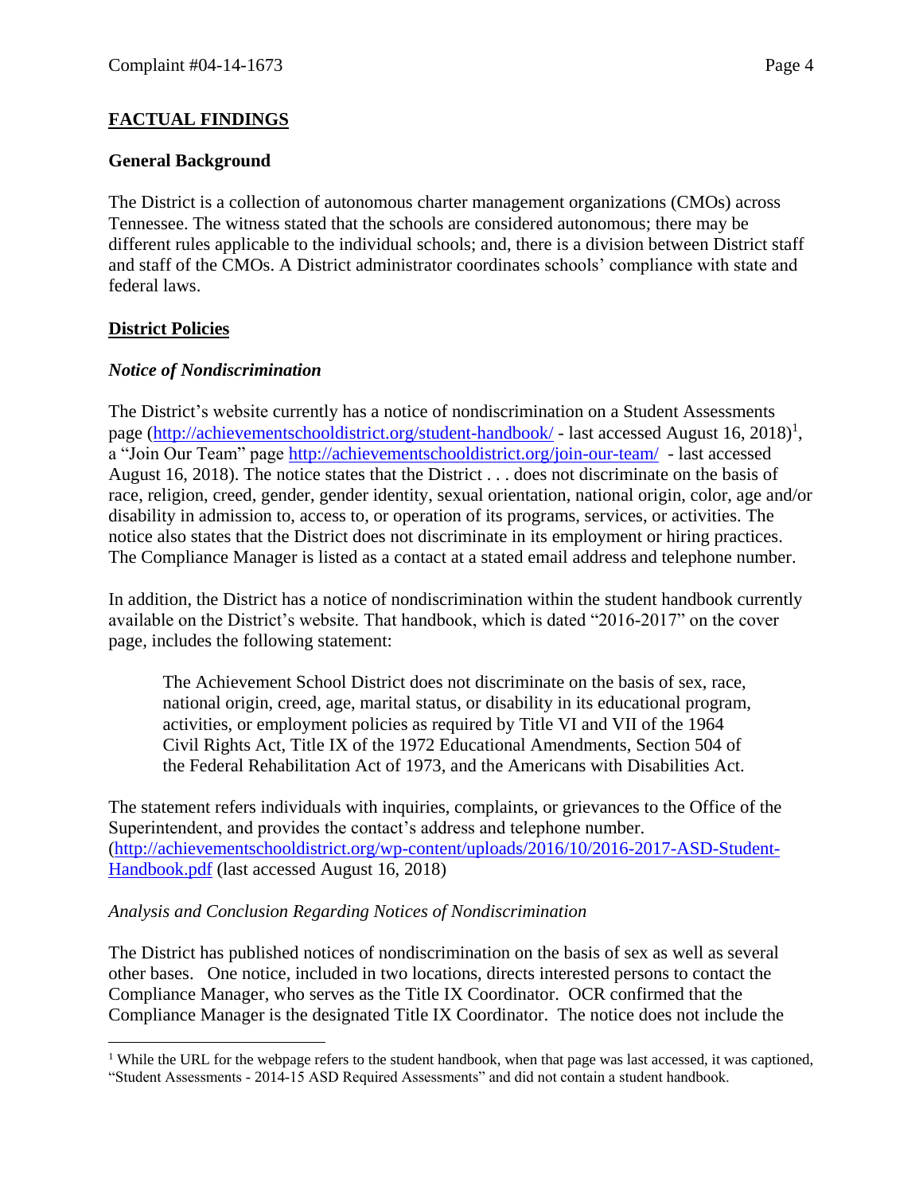## FACTUAL FINDINGS

### General Background

The District is a collection of autonomous charter management organizations (CMOs) across Tennessee. The witness stated that the schools are considered autonomous; there may be different rules applicable to the individual schools; and, there is a division between District staff and staff of the CMOs. A District administrator coordinates schools' compliance with state and federal laws.

### District Policies

#### *Notice of Nondiscrimination*

The District's website currently has a notice of nondiscrimination on a Student Assessments page (http://achievementschooldistrict.org/student-handbook/ - last accessed August 16, 2018)[1], a "Join Our Team" page http://achievementschooldistrict.org/join-our-team/ - last accessed August 16, 2018). The notice states that the District . . . does not discriminate on the basis of race, religion, creed, gender, gender identity, sexual orientation, national origin, color, age and/or disability in admission to, access to, or operation of its programs, services, or activities. The notice also states that the District does not discriminate in its employment or hiring practices. The Compliance Manager is listed as a contact at a stated email address and telephone number.

In addition, the District has a notice of nondiscrimination within the student handbook currently available on the District's website. That handbook, which is dated "2016-2017" on the cover page, includes the following statement:

> The Achievement School District does not discriminate on the basis of sex, race, national origin, creed, age, marital status, or disability in its educational program, activities, or employment policies as required by Title VI and VII of the 1964 Civil Rights Act, Title IX of the 1972 Educational Amendments, Section 504 of the Federal Rehabilitation Act of 1973, and the Americans with Disabilities Act.

The statement refers individuals with inquiries, complaints, or grievances to the Office of the Superintendent, and provides the contact's address and telephone number. (http://achievementschooldistrict.org/wp-content/uploads/2016/10/2016-2017-ASD-Student-Handbook.pdf (last accessed August 16, 2018)

*Analysis and Conclusion Regarding Notices of Nondiscrimination*

The District has published notices of nondiscrimination on the basis of sex as well as several other bases. One notice, included in two locations, directs interested persons to contact the Compliance Manager, who serves as the Title IX Coordinator. OCR confirmed that the Compliance Manager is the designated Title IX Coordinator. The notice does not include the

---

[1] While the URL for the webpage refers to the student handbook, when that page was last accessed, it was captioned, "Student Assessments - 2014-15 ASD Required Assessments" and did not contain a student handbook.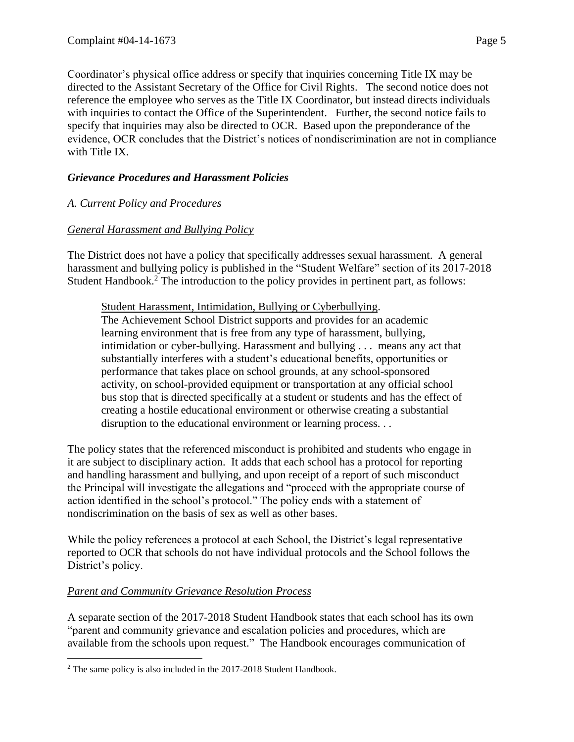Coordinator's physical office address or specify that inquiries concerning Title IX may be directed to the Assistant Secretary of the Office for Civil Rights. The second notice does not reference the employee who serves as the Title IX Coordinator, but instead directs individuals with inquiries to contact the Office of the Superintendent. Further, the second notice fails to specify that inquiries may also be directed to OCR. Based upon the preponderance of the evidence, OCR concludes that the District's notices of nondiscrimination are not in compliance with Title IX.

***Grievance Procedures and Harassment Policies***

*A. Current Policy and Procedures*

General Harassment and Bullying Policy

The District does not have a policy that specifically addresses sexual harassment. A general harassment and bullying policy is published in the "Student Welfare" section of its 2017-2018 Student Handbook.[2] The introduction to the policy provides in pertinent part, as follows:

> Student Harassment, Intimidation, Bullying or Cyberbullying.
> The Achievement School District supports and provides for an academic learning environment that is free from any type of harassment, bullying, intimidation or cyber-bullying. Harassment and bullying . . . means any act that substantially interferes with a student's educational benefits, opportunities or performance that takes place on school grounds, at any school-sponsored activity, on school-provided equipment or transportation at any official school bus stop that is directed specifically at a student or students and has the effect of creating a hostile educational environment or otherwise creating a substantial disruption to the educational environment or learning process. . .

The policy states that the referenced misconduct is prohibited and students who engage in it are subject to disciplinary action. It adds that each school has a protocol for reporting and handling harassment and bullying, and upon receipt of a report of such misconduct the Principal will investigate the allegations and "proceed with the appropriate course of action identified in the school's protocol." The policy ends with a statement of nondiscrimination on the basis of sex as well as other bases.

While the policy references a protocol at each School, the District's legal representative reported to OCR that schools do not have individual protocols and the School follows the District's policy.

Parent and Community Grievance Resolution Process

A separate section of the 2017-2018 Student Handbook states that each school has its own "parent and community grievance and escalation policies and procedures, which are available from the schools upon request." The Handbook encourages communication of

[2] The same policy is also included in the 2017-2018 Student Handbook.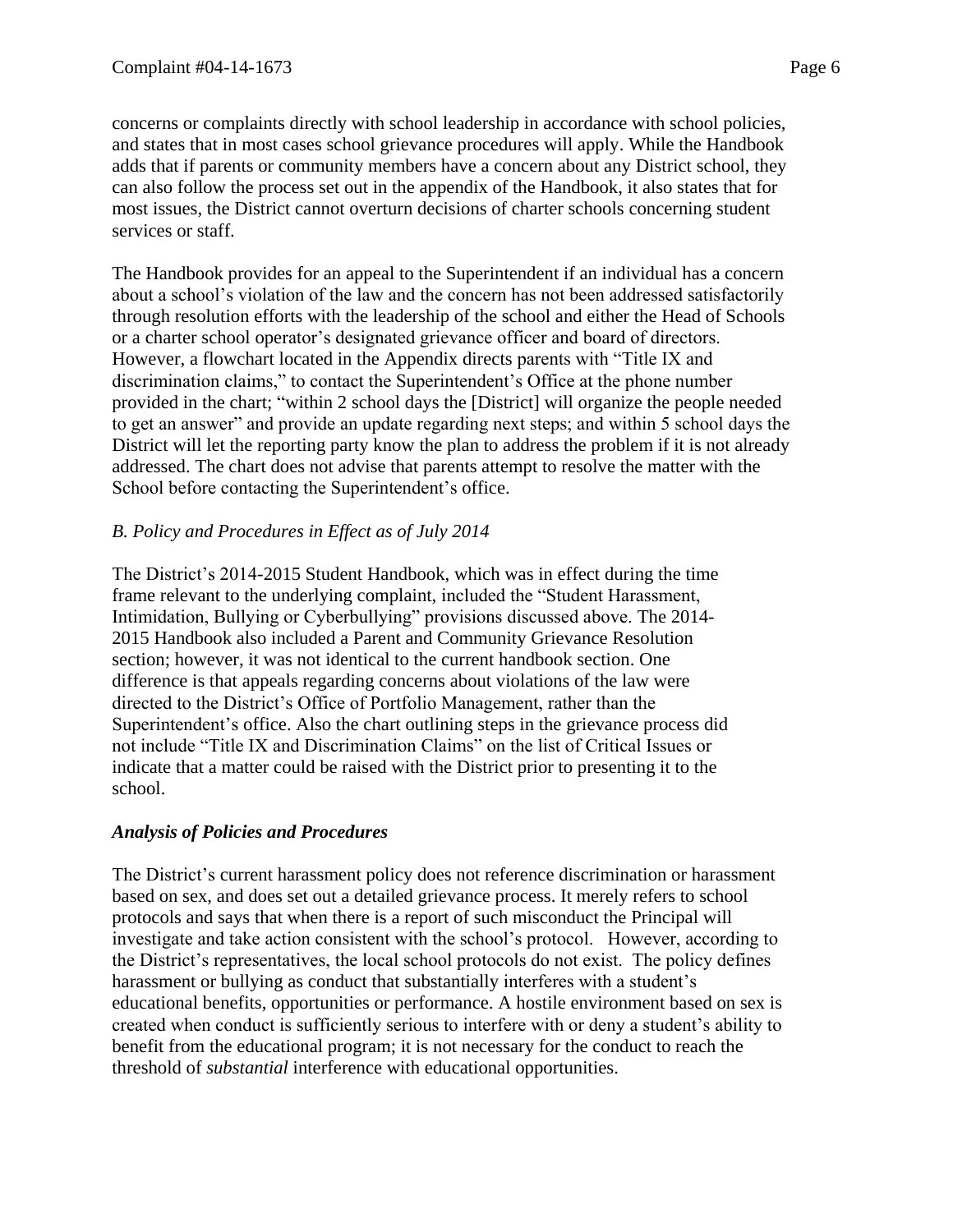concerns or complaints directly with school leadership in accordance with school policies, and states that in most cases school grievance procedures will apply. While the Handbook adds that if parents or community members have a concern about any District school, they can also follow the process set out in the appendix of the Handbook, it also states that for most issues, the District cannot overturn decisions of charter schools concerning student services or staff.

The Handbook provides for an appeal to the Superintendent if an individual has a concern about a school's violation of the law and the concern has not been addressed satisfactorily through resolution efforts with the leadership of the school and either the Head of Schools or a charter school operator's designated grievance officer and board of directors. However, a flowchart located in the Appendix directs parents with "Title IX and discrimination claims," to contact the Superintendent's Office at the phone number provided in the chart; "within 2 school days the [District] will organize the people needed to get an answer" and provide an update regarding next steps; and within 5 school days the District will let the reporting party know the plan to address the problem if it is not already addressed. The chart does not advise that parents attempt to resolve the matter with the School before contacting the Superintendent's office.

*B. Policy and Procedures in Effect as of July 2014*

The District's 2014-2015 Student Handbook, which was in effect during the time frame relevant to the underlying complaint, included the "Student Harassment, Intimidation, Bullying or Cyberbullying" provisions discussed above. The 2014-2015 Handbook also included a Parent and Community Grievance Resolution section; however, it was not identical to the current handbook section. One difference is that appeals regarding concerns about violations of the law were directed to the District's Office of Portfolio Management, rather than the Superintendent's office. Also the chart outlining steps in the grievance process did not include "Title IX and Discrimination Claims" on the list of Critical Issues or indicate that a matter could be raised with the District prior to presenting it to the school.

***Analysis of Policies and Procedures***

The District's current harassment policy does not reference discrimination or harassment based on sex, and does set out a detailed grievance process. It merely refers to school protocols and says that when there is a report of such misconduct the Principal will investigate and take action consistent with the school's protocol. However, according to the District's representatives, the local school protocols do not exist. The policy defines harassment or bullying as conduct that substantially interferes with a student's educational benefits, opportunities or performance. A hostile environment based on sex is created when conduct is sufficiently serious to interfere with or deny a student's ability to benefit from the educational program; it is not necessary for the conduct to reach the threshold of *substantial* interference with educational opportunities.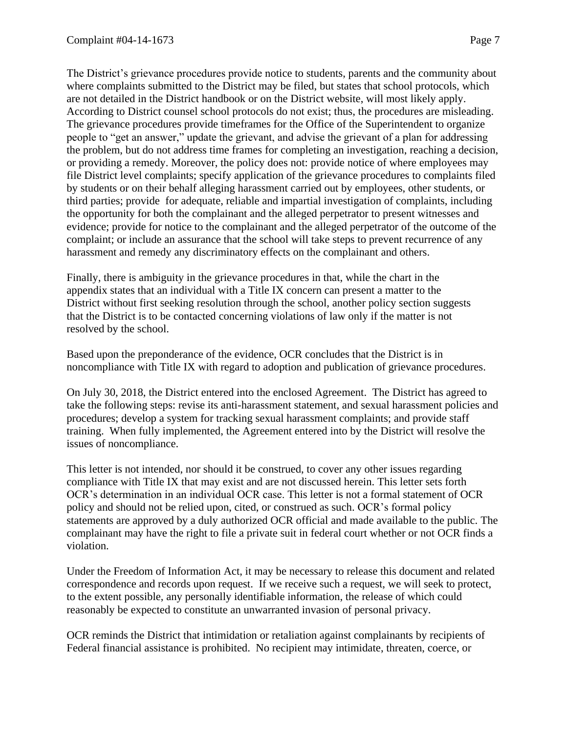The District's grievance procedures provide notice to students, parents and the community about where complaints submitted to the District may be filed, but states that school protocols, which are not detailed in the District handbook or on the District website, will most likely apply. According to District counsel school protocols do not exist; thus, the procedures are misleading. The grievance procedures provide timeframes for the Office of the Superintendent to organize people to "get an answer," update the grievant, and advise the grievant of a plan for addressing the problem, but do not address time frames for completing an investigation, reaching a decision, or providing a remedy. Moreover, the policy does not: provide notice of where employees may file District level complaints; specify application of the grievance procedures to complaints filed by students or on their behalf alleging harassment carried out by employees, other students, or third parties; provide for adequate, reliable and impartial investigation of complaints, including the opportunity for both the complainant and the alleged perpetrator to present witnesses and evidence; provide for notice to the complainant and the alleged perpetrator of the outcome of the complaint; or include an assurance that the school will take steps to prevent recurrence of any harassment and remedy any discriminatory effects on the complainant and others.

Finally, there is ambiguity in the grievance procedures in that, while the chart in the appendix states that an individual with a Title IX concern can present a matter to the District without first seeking resolution through the school, another policy section suggests that the District is to be contacted concerning violations of law only if the matter is not resolved by the school.

Based upon the preponderance of the evidence, OCR concludes that the District is in noncompliance with Title IX with regard to adoption and publication of grievance procedures.

On July 30, 2018, the District entered into the enclosed Agreement. The District has agreed to take the following steps: revise its anti-harassment statement, and sexual harassment policies and procedures; develop a system for tracking sexual harassment complaints; and provide staff training. When fully implemented, the Agreement entered into by the District will resolve the issues of noncompliance.

This letter is not intended, nor should it be construed, to cover any other issues regarding compliance with Title IX that may exist and are not discussed herein. This letter sets forth OCR's determination in an individual OCR case. This letter is not a formal statement of OCR policy and should not be relied upon, cited, or construed as such. OCR's formal policy statements are approved by a duly authorized OCR official and made available to the public. The complainant may have the right to file a private suit in federal court whether or not OCR finds a violation.

Under the Freedom of Information Act, it may be necessary to release this document and related correspondence and records upon request. If we receive such a request, we will seek to protect, to the extent possible, any personally identifiable information, the release of which could reasonably be expected to constitute an unwarranted invasion of personal privacy.

OCR reminds the District that intimidation or retaliation against complainants by recipients of Federal financial assistance is prohibited. No recipient may intimidate, threaten, coerce, or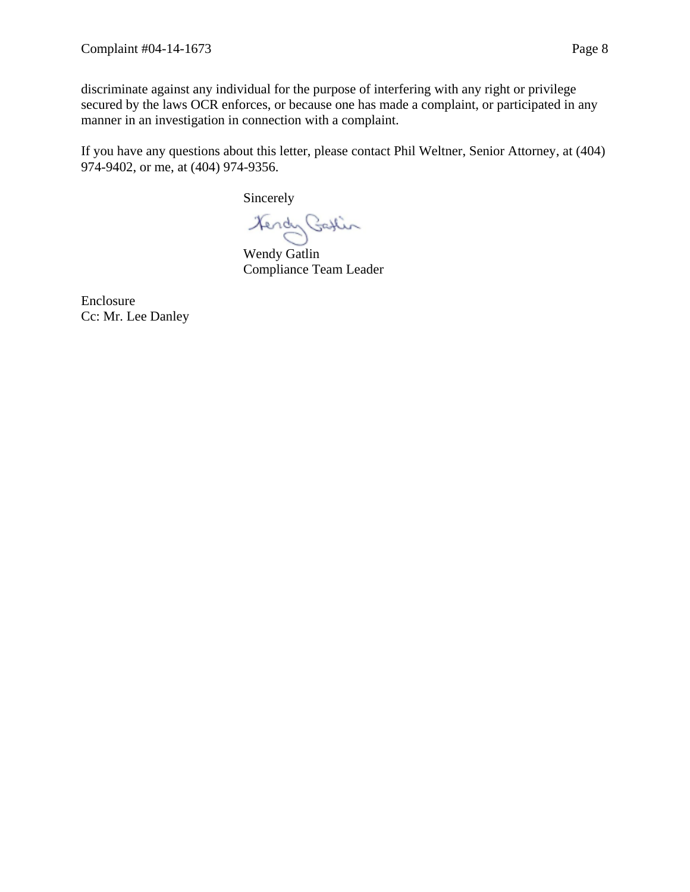discriminate against any individual for the purpose of interfering with any right or privilege secured by the laws OCR enforces, or because one has made a complaint, or participated in any manner in an investigation in connection with a complaint.

If you have any questions about this letter, please contact Phil Weltner, Senior Attorney, at (404) 974-9402, or me, at (404) 974-9356.

Sincerely

Wendy Gatlin
Compliance Team Leader

Enclosure
Cc: Mr. Lee Danley